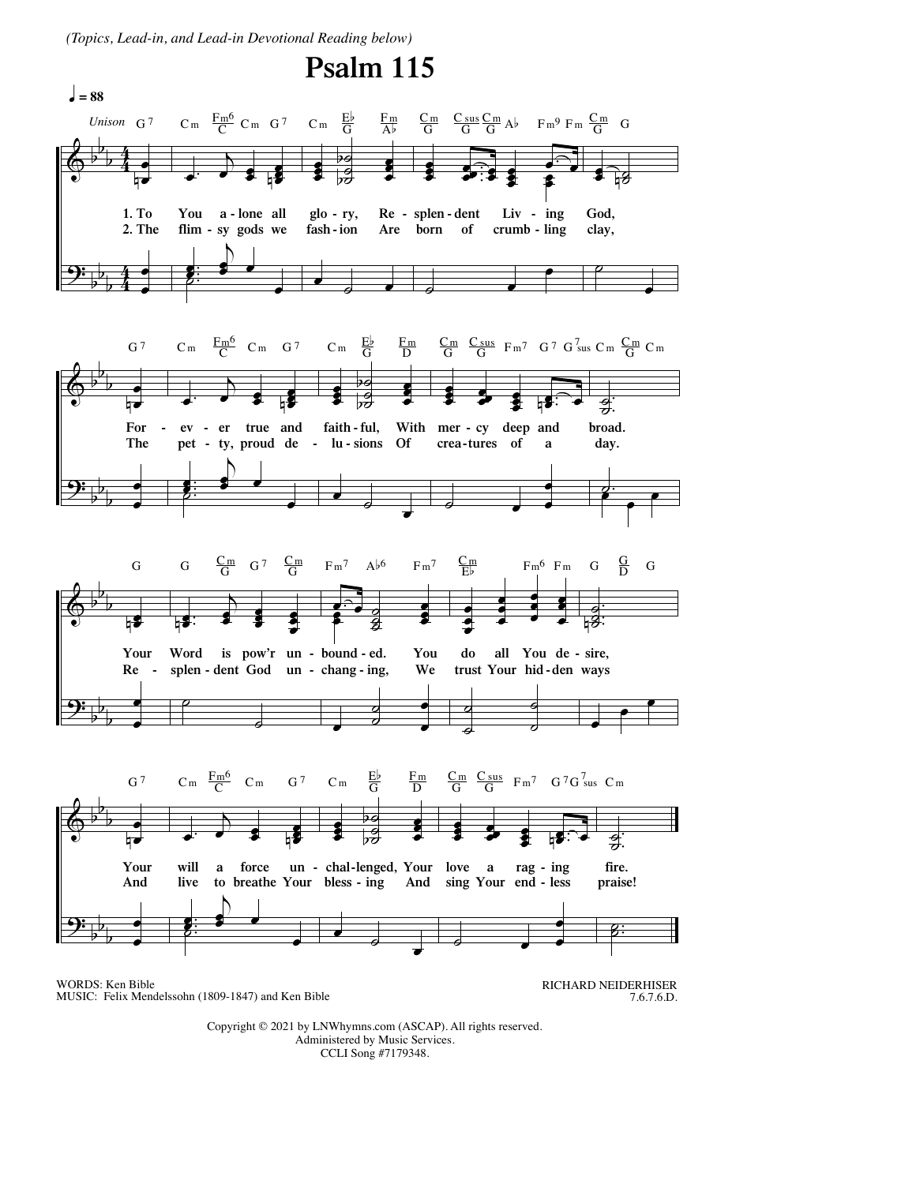*(Topics, Lead-in, and Lead-in Devotional Reading below)*

# Psalm 115

♩ = 88

Unison

1. To You alone all glory, Resplendent Living God,
For ever true and faithful, With mercy deep and broad.
Your Word is pow'r unbounded. You do all You desire,
Your will a force unchallenged, Your love a raging fire.

2. The flimsy gods we fashion Are born of crumbling clay,
The petty, proud delusions Of creatures of a day.
Resplendent God unchanging, We trust Your hidden ways
And live to breathe Your blessing And sing Your endless praise!

WORDS: Ken Bible
MUSIC: Felix Mendelssohn (1809-1847) and Ken Bible

RICHARD NEIDERHISER
7.6.7.6.D.

Copyright © 2021 by LNWhymns.com (ASCAP). All rights reserved.
Administered by Music Services.
CCLI Song #7179348.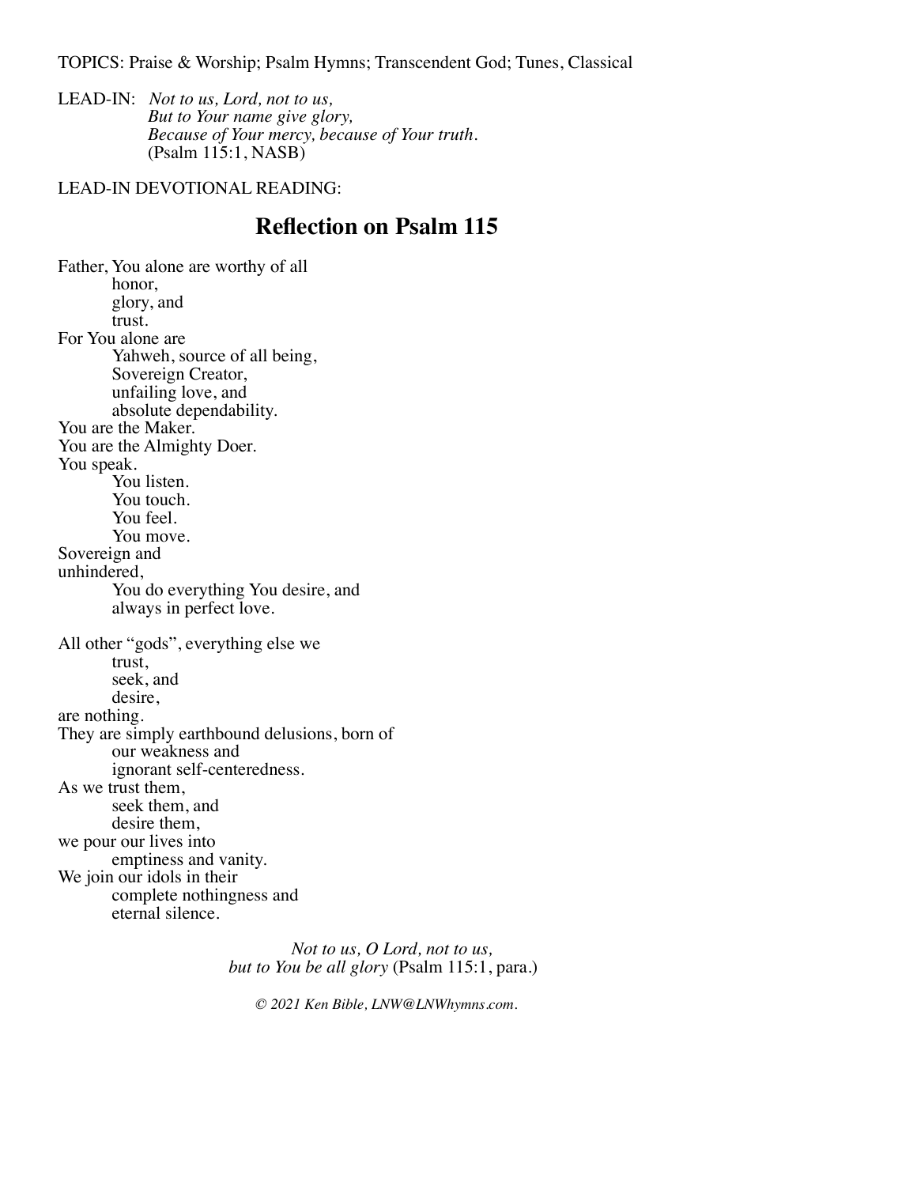TOPICS: Praise & Worship; Psalm Hymns; Transcendent God; Tunes, Classical

LEAD-IN: *Not to us, Lord, not to us,*
*But to Your name give glory,*
*Because of Your mercy, because of Your truth.*
(Psalm 115:1, NASB)

LEAD-IN DEVOTIONAL READING:

## Reflection on Psalm 115

Father, You alone are worthy of all
honor,
glory, and
trust.
For You alone are
Yahweh, source of all being,
Sovereign Creator,
unfailing love, and
absolute dependability.
You are the Maker.
You are the Almighty Doer.
You speak.
You listen.
You touch.
You feel.
You move.
Sovereign and
unhindered,
You do everything You desire, and
always in perfect love.

All other "gods", everything else we
trust,
seek, and
desire,
are nothing.
They are simply earthbound delusions, born of
our weakness and
ignorant self-centeredness.
As we trust them,
seek them, and
desire them,
we pour our lives into
emptiness and vanity.
We join our idols in their
complete nothingness and
eternal silence.

*Not to us, O Lord, not to us,*
*but to You be all glory* (Psalm 115:1, para.)

*© 2021 Ken Bible, LNW@LNWhymns.com.*